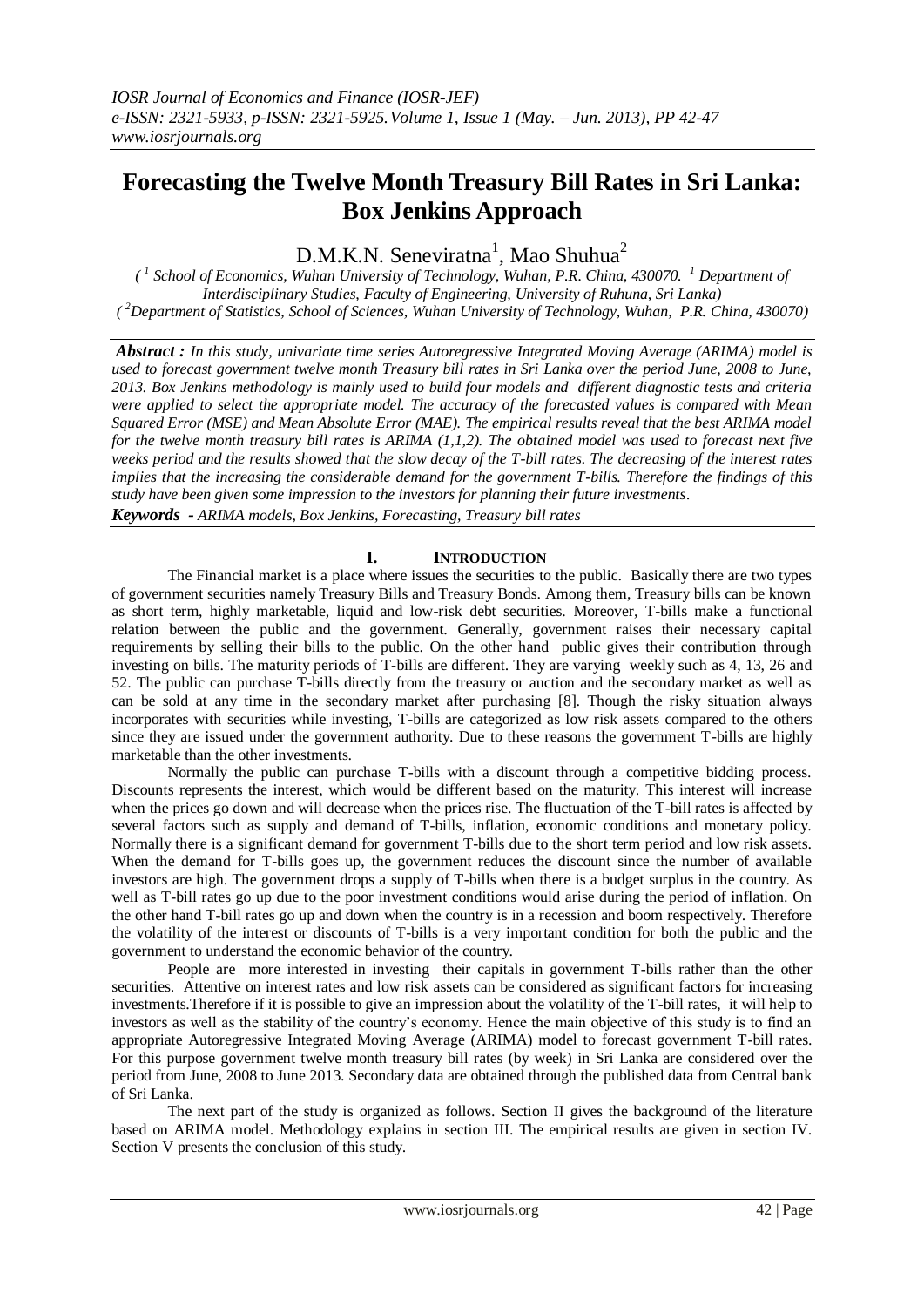# Forecasting the Twelve Month Treasury Bill Rates in Sri Lanka: Box Jenkins Approach

D.M.K.N. Seneviratna[1], Mao Shuhua[2]

*( [1] School of Economics, Wuhan University of Technology, Wuhan, P.R. China, 430070. [1] Department of Interdisciplinary Studies, Faculty of Engineering, University of Ruhuna, Sri Lanka)*
*( [2]Department of Statistics, School of Sciences, Wuhan University of Technology, Wuhan, P.R. China, 430070)*

***Abstract :*** *In this study, univariate time series Autoregressive Integrated Moving Average (ARIMA) model is used to forecast government twelve month Treasury bill rates in Sri Lanka over the period June, 2008 to June, 2013. Box Jenkins methodology is mainly used to build four models and different diagnostic tests and criteria were applied to select the appropriate model. The accuracy of the forecasted values is compared with Mean Squared Error (MSE) and Mean Absolute Error (MAE). The empirical results reveal that the best ARIMA model for the twelve month treasury bill rates is ARIMA (1,1,2). The obtained model was used to forecast next five weeks period and the results showed that the slow decay of the T-bill rates. The decreasing of the interest rates implies that the increasing the considerable demand for the government T-bills. Therefore the findings of this study have been given some impression to the investors for planning their future investments.*

***Keywords -*** *ARIMA models, Box Jenkins, Forecasting, Treasury bill rates*

## I. INTRODUCTION

The Financial market is a place where issues the securities to the public. Basically there are two types of government securities namely Treasury Bills and Treasury Bonds. Among them, Treasury bills can be known as short term, highly marketable, liquid and low-risk debt securities. Moreover, T-bills make a functional relation between the public and the government. Generally, government raises their necessary capital requirements by selling their bills to the public. On the other hand public gives their contribution through investing on bills. The maturity periods of T-bills are different. They are varying weekly such as 4, 13, 26 and 52. The public can purchase T-bills directly from the treasury or auction and the secondary market as well as can be sold at any time in the secondary market after purchasing [8]. Though the risky situation always incorporates with securities while investing, T-bills are categorized as low risk assets compared to the others since they are issued under the government authority. Due to these reasons the government T-bills are highly marketable than the other investments.

Normally the public can purchase T-bills with a discount through a competitive bidding process. Discounts represents the interest, which would be different based on the maturity. This interest will increase when the prices go down and will decrease when the prices rise. The fluctuation of the T-bill rates is affected by several factors such as supply and demand of T-bills, inflation, economic conditions and monetary policy. Normally there is a significant demand for government T-bills due to the short term period and low risk assets. When the demand for T-bills goes up, the government reduces the discount since the number of available investors are high. The government drops a supply of T-bills when there is a budget surplus in the country. As well as T-bill rates go up due to the poor investment conditions would arise during the period of inflation. On the other hand T-bill rates go up and down when the country is in a recession and boom respectively. Therefore the volatility of the interest or discounts of T-bills is a very important condition for both the public and the government to understand the economic behavior of the country.

People are more interested in investing their capitals in government T-bills rather than the other securities. Attentive on interest rates and low risk assets can be considered as significant factors for increasing investments.Therefore if it is possible to give an impression about the volatility of the T-bill rates, it will help to investors as well as the stability of the country's economy. Hence the main objective of this study is to find an appropriate Autoregressive Integrated Moving Average (ARIMA) model to forecast government T-bill rates. For this purpose government twelve month treasury bill rates (by week) in Sri Lanka are considered over the period from June, 2008 to June 2013. Secondary data are obtained through the published data from Central bank of Sri Lanka.

The next part of the study is organized as follows. Section II gives the background of the literature based on ARIMA model. Methodology explains in section III. The empirical results are given in section IV. Section V presents the conclusion of this study.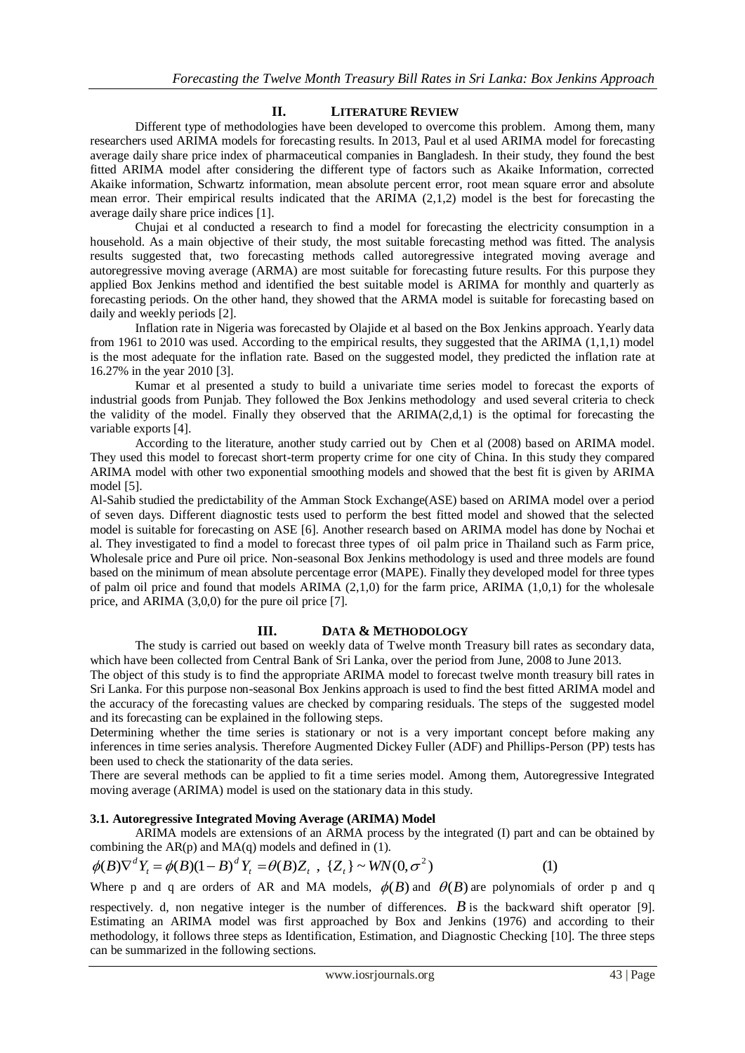## II. LITERATURE REVIEW

Different type of methodologies have been developed to overcome this problem. Among them, many researchers used ARIMA models for forecasting results. In 2013, Paul et al used ARIMA model for forecasting average daily share price index of pharmaceutical companies in Bangladesh. In their study, they found the best fitted ARIMA model after considering the different type of factors such as Akaike Information, corrected Akaike information, Schwartz information, mean absolute percent error, root mean square error and absolute mean error. Their empirical results indicated that the ARIMA (2,1,2) model is the best for forecasting the average daily share price indices [1].

Chujai et al conducted a research to find a model for forecasting the electricity consumption in a household. As a main objective of their study, the most suitable forecasting method was fitted. The analysis results suggested that, two forecasting methods called autoregressive integrated moving average and autoregressive moving average (ARMA) are most suitable for forecasting future results. For this purpose they applied Box Jenkins method and identified the best suitable model is ARIMA for monthly and quarterly as forecasting periods. On the other hand, they showed that the ARMA model is suitable for forecasting based on daily and weekly periods [2].

Inflation rate in Nigeria was forecasted by Olajide et al based on the Box Jenkins approach. Yearly data from 1961 to 2010 was used. According to the empirical results, they suggested that the ARIMA (1,1,1) model is the most adequate for the inflation rate. Based on the suggested model, they predicted the inflation rate at 16.27% in the year 2010 [3].

Kumar et al presented a study to build a univariate time series model to forecast the exports of industrial goods from Punjab. They followed the Box Jenkins methodology and used several criteria to check the validity of the model. Finally they observed that the ARIMA(2,d,1) is the optimal for forecasting the variable exports [4].

According to the literature, another study carried out by Chen et al (2008) based on ARIMA model. They used this model to forecast short-term property crime for one city of China. In this study they compared ARIMA model with other two exponential smoothing models and showed that the best fit is given by ARIMA model [5].

Al-Sahib studied the predictability of the Amman Stock Exchange(ASE) based on ARIMA model over a period of seven days. Different diagnostic tests used to perform the best fitted model and showed that the selected model is suitable for forecasting on ASE [6]. Another research based on ARIMA model has done by Nochai et al. They investigated to find a model to forecast three types of oil palm price in Thailand such as Farm price, Wholesale price and Pure oil price. Non-seasonal Box Jenkins methodology is used and three models are found based on the minimum of mean absolute percentage error (MAPE). Finally they developed model for three types of palm oil price and found that models ARIMA (2,1,0) for the farm price, ARIMA (1,0,1) for the wholesale price, and ARIMA (3,0,0) for the pure oil price [7].

## III. DATA & METHODOLOGY

The study is carried out based on weekly data of Twelve month Treasury bill rates as secondary data, which have been collected from Central Bank of Sri Lanka, over the period from June, 2008 to June 2013.

The object of this study is to find the appropriate ARIMA model to forecast twelve month treasury bill rates in Sri Lanka. For this purpose non-seasonal Box Jenkins approach is used to find the best fitted ARIMA model and the accuracy of the forecasting values are checked by comparing residuals. The steps of the suggested model and its forecasting can be explained in the following steps.

Determining whether the time series is stationary or not is a very important concept before making any inferences in time series analysis. Therefore Augmented Dickey Fuller (ADF) and Phillips-Person (PP) tests has been used to check the stationarity of the data series.

There are several methods can be applied to fit a time series model. Among them, Autoregressive Integrated moving average (ARIMA) model is used on the stationary data in this study.

### 3.1. Autoregressive Integrated Moving Average (ARIMA) Model

ARIMA models are extensions of an ARMA process by the integrated (I) part and can be obtained by combining the AR(p) and MA(q) models and defined in (1).

$$\phi(B)\nabla^d Y_t = \phi(B)(1-B)^d Y_t = \theta(B)Z_t \ , \ \{Z_t\} \sim WN(0,\sigma^2) \qquad (1)$$

Where p and q are orders of AR and MA models, $\phi(B)$ and $\theta(B)$ are polynomials of order p and q respectively. d, non negative integer is the number of differences. $B$ is the backward shift operator [9]. Estimating an ARIMA model was first approached by Box and Jenkins (1976) and according to their methodology, it follows three steps as Identification, Estimation, and Diagnostic Checking [10]. The three steps can be summarized in the following sections.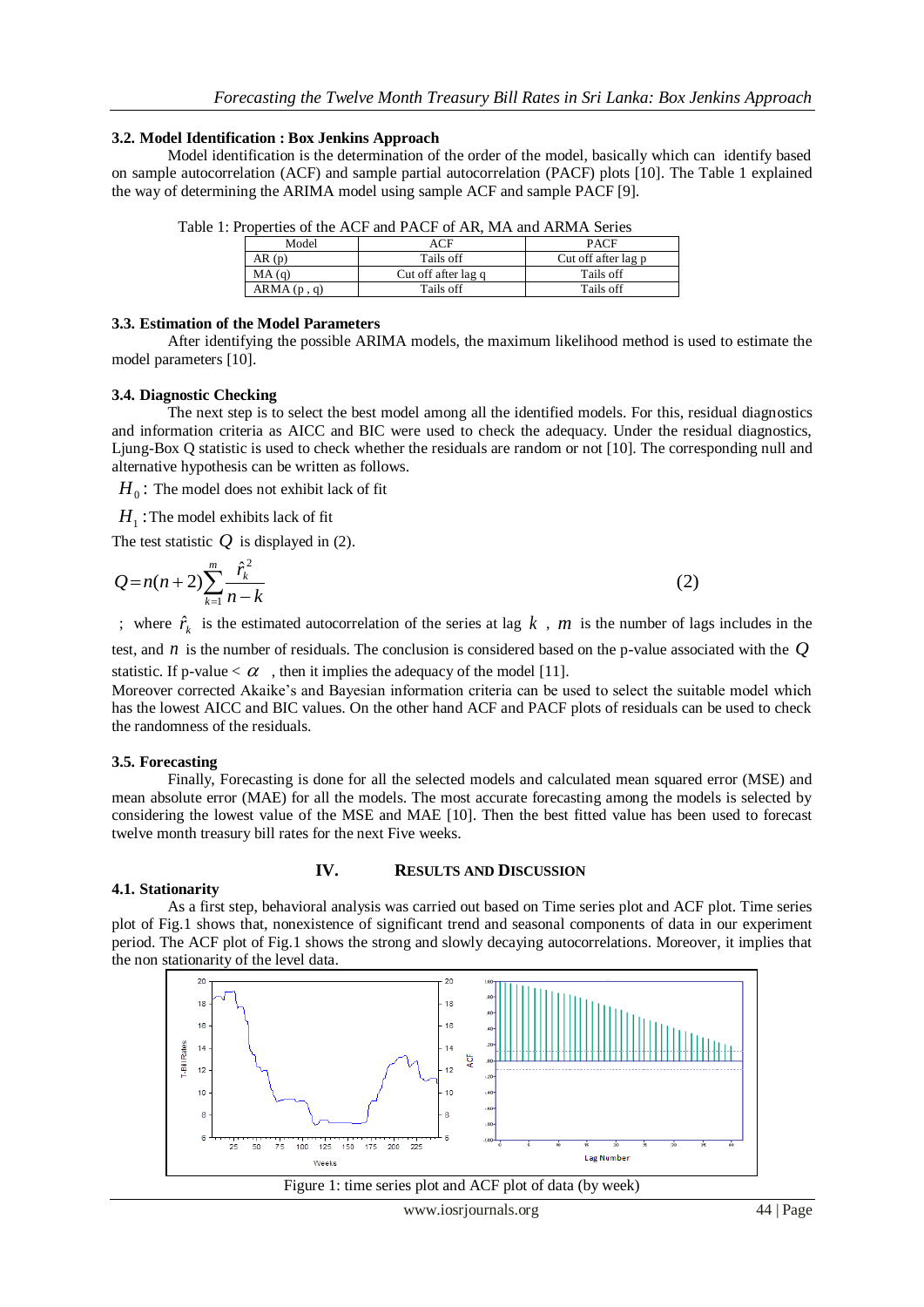### 3.2. Model Identification : Box Jenkins Approach

Model identification is the determination of the order of the model, basically which can identify based on sample autocorrelation (ACF) and sample partial autocorrelation (PACF) plots [10]. The Table 1 explained the way of determining the ARIMA model using sample ACF and sample PACF [9].

Table 1: Properties of the ACF and PACF of AR, MA and ARMA Series

| Model | ACF | PACF |
|---|---|---|
| AR (p) | Tails off | Cut off after lag p |
| MA (q) | Cut off after lag q | Tails off |
| ARMA (p , q) | Tails off | Tails off |

### 3.3. Estimation of the Model Parameters

After identifying the possible ARIMA models, the maximum likelihood method is used to estimate the model parameters [10].

### 3.4. Diagnostic Checking

The next step is to select the best model among all the identified models. For this, residual diagnostics and information criteria as AICC and BIC were used to check the adequacy. Under the residual diagnostics, Ljung-Box Q statistic is used to check whether the residuals are random or not [10]. The corresponding null and alternative hypothesis can be written as follows.

$H_0$ : The model does not exhibit lack of fit

$H_1$ : The model exhibits lack of fit

The test statistic $Q$ is displayed in (2).

$$Q = n(n+2)\sum_{k=1}^{m}\frac{\hat{r}_k^2}{n-k} \qquad (2)$$

; where $\hat{r}_k$ is the estimated autocorrelation of the series at lag $k$ , $m$ is the number of lags includes in the test, and $n$ is the number of residuals. The conclusion is considered based on the p-value associated with the $Q$ statistic. If p-value < $\alpha$ , then it implies the adequacy of the model [11].

Moreover corrected Akaike's and Bayesian information criteria can be used to select the suitable model which has the lowest AICC and BIC values. On the other hand ACF and PACF plots of residuals can be used to check the randomness of the residuals.

### 3.5. Forecasting

Finally, Forecasting is done for all the selected models and calculated mean squared error (MSE) and mean absolute error (MAE) for all the models. The most accurate forecasting among the models is selected by considering the lowest value of the MSE and MAE [10]. Then the best fitted value has been used to forecast twelve month treasury bill rates for the next Five weeks.

## IV. RESULTS AND DISCUSSION

### 4.1. Stationarity

As a first step, behavioral analysis was carried out based on Time series plot and ACF plot. Time series plot of Fig.1 shows that, nonexistence of significant trend and seasonal components of data in our experiment period. The ACF plot of Fig.1 shows the strong and slowly decaying autocorrelations. Moreover, it implies that the non stationarity of the level data.

Figure 1: time series plot and ACF plot of data (by week)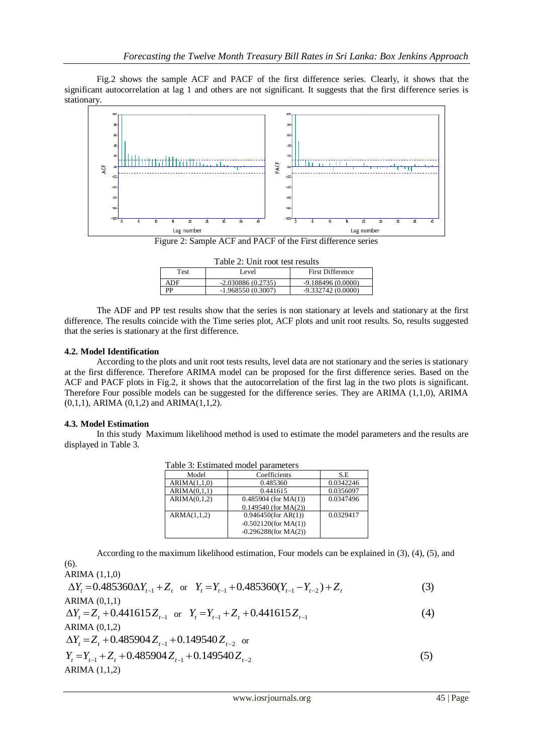Fig.2 shows the sample ACF and PACF of the first difference series. Clearly, it shows that the significant autocorrelation at lag 1 and others are not significant. It suggests that the first difference series is stationary.

Figure 2: Sample ACF and PACF of the First difference series

Table 2: Unit root test results

| Test | Level | First Difference |
|---|---|---|
| ADF | -2.030886 (0.2735) | -9.188496 (0.0000) |
| PP | -1.968550 (0.3007) | -9.332742 (0.0000) |

The ADF and PP test results show that the series is non stationary at levels and stationary at the first difference. The results coincide with the Time series plot, ACF plots and unit root results. So, results suggested that the series is stationary at the first difference.

### 4.2. Model Identification

According to the plots and unit root tests results, level data are not stationary and the series is stationary at the first difference. Therefore ARIMA model can be proposed for the first difference series. Based on the ACF and PACF plots in Fig.2, it shows that the autocorrelation of the first lag in the two plots is significant. Therefore Four possible models can be suggested for the difference series. They are ARIMA (1,1,0), ARIMA (0,1,1), ARIMA (0,1,2) and ARIMA(1,1,2).

### 4.3. Model Estimation

In this study Maximum likelihood method is used to estimate the model parameters and the results are displayed in Table 3.

Table 3: Estimated model parameters

| Model | Coefficients | S.E |
|---|---|---|
| ARIMA(1,1,0) | 0.485360 | 0.0342246 |
| ARIMA(0,1,1) | 0.441615 | 0.0356097 |
| ARIMA(0,1,2) | 0.485904 (for MA(1))<br>0.149540 (for MA(2)) | 0.0347496 |
| ARMA(1,1,2) | 0.946450(for AR(1))<br>-0.502120(for MA(1))<br>-0.296288(for MA(2)) | 0.0329417 |

According to the maximum likelihood estimation, Four models can be explained in (3), (4), (5), and (6).

ARIMA (1,1,0)

$$\Delta Y_t = 0.485360 \Delta Y_{t-1} + Z_t \quad \text{or} \quad Y_t = Y_{t-1} + 0.485360(Y_{t-1} - Y_{t-2}) + Z_t \tag{3}$$

ARIMA (0,1,1)

$$\Delta Y_t = Z_t + 0.441615 Z_{t-1} \quad \text{or} \quad Y_t = Y_{t-1} + Z_t + 0.441615 Z_{t-1} \tag{4}$$

ARIMA (0,1,2)

$$\Delta Y_t = Z_t + 0.485904 Z_{t-1} + 0.149540 Z_{t-2} \quad \text{or}$$

$$Y_t = Y_{t-1} + Z_t + 0.485904 Z_{t-1} + 0.149540 Z_{t-2} \tag{5}$$

ARIMA (1,1,2)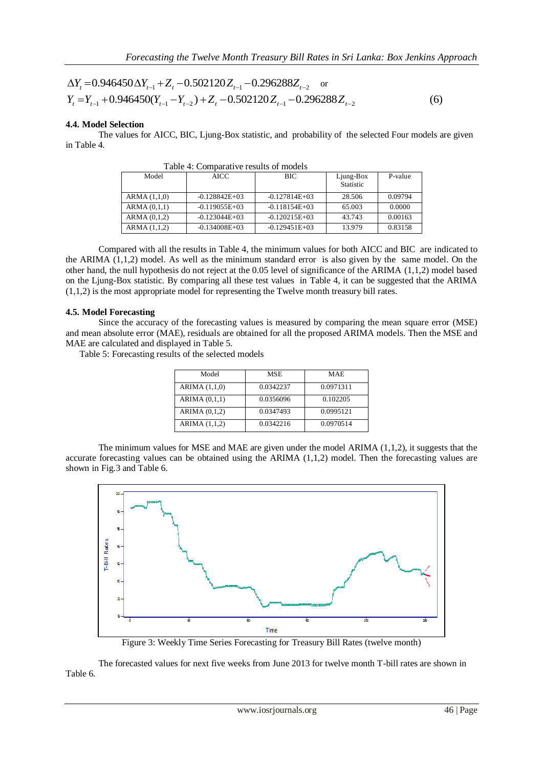$$\Delta Y_t = 0.946450\,\Delta Y_{t-1} + Z_t - 0.502120\,Z_{t-1} - 0.296288 Z_{t-2} \quad \text{or}$$
$$Y_t = Y_{t-1} + 0.946450(Y_{t-1} - Y_{t-2}) + Z_t - 0.502120\,Z_{t-1} - 0.296288\,Z_{t-2} \qquad (6)$$

### 4.4. Model Selection

The values for AICC, BIC, Ljung-Box statistic, and probability of the selected Four models are given in Table 4.

Table 4: Comparative results of models

| Model | AICC | BIC | Ljung-Box Statistic | P-value |
|---|---|---|---|---|
| ARMA (1,1,0) | -0.128842E+03 | -0.127814E+03 | 28.506 | 0.09794 |
| ARMA (0,1,1) | -0.119055E+03 | -0.118154E+03 | 65.003 | 0.0000 |
| ARMA (0,1,2) | -0.123044E+03 | -0.120215E+03 | 43.743 | 0.00163 |
| ARMA (1,1,2) | -0.134008E+03 | -0.129451E+03 | 13.979 | 0.83158 |

Compared with all the results in Table 4, the minimum values for both AICC and BIC are indicated to the ARIMA (1,1,2) model. As well as the minimum standard error is also given by the same model. On the other hand, the null hypothesis do not reject at the 0.05 level of significance of the ARIMA (1,1,2) model based on the Ljung-Box statistic. By comparing all these test values in Table 4, it can be suggested that the ARIMA (1,1,2) is the most appropriate model for representing the Twelve month treasury bill rates.

### 4.5. Model Forecasting

Since the accuracy of the forecasting values is measured by comparing the mean square error (MSE) and mean absolute error (MAE), residuals are obtained for all the proposed ARIMA models. Then the MSE and MAE are calculated and displayed in Table 5.

Table 5: Forecasting results of the selected models

| Model | MSE | MAE |
|---|---|---|
| ARIMA (1,1,0) | 0.0342237 | 0.0971311 |
| ARIMA (0,1,1) | 0.0356096 | 0.102205 |
| ARIMA (0,1,2) | 0.0347493 | 0.0995121 |
| ARIMA (1,1,2) | 0.0342216 | 0.0970514 |

The minimum values for MSE and MAE are given under the model ARIMA (1,1,2), it suggests that the accurate forecasting values can be obtained using the ARIMA (1,1,2) model. Then the forecasting values are shown in Fig.3 and Table 6.

Figure 3: Weekly Time Series Forecasting for Treasury Bill Rates (twelve month)

The forecasted values for next five weeks from June 2013 for twelve month T-bill rates are shown in Table 6.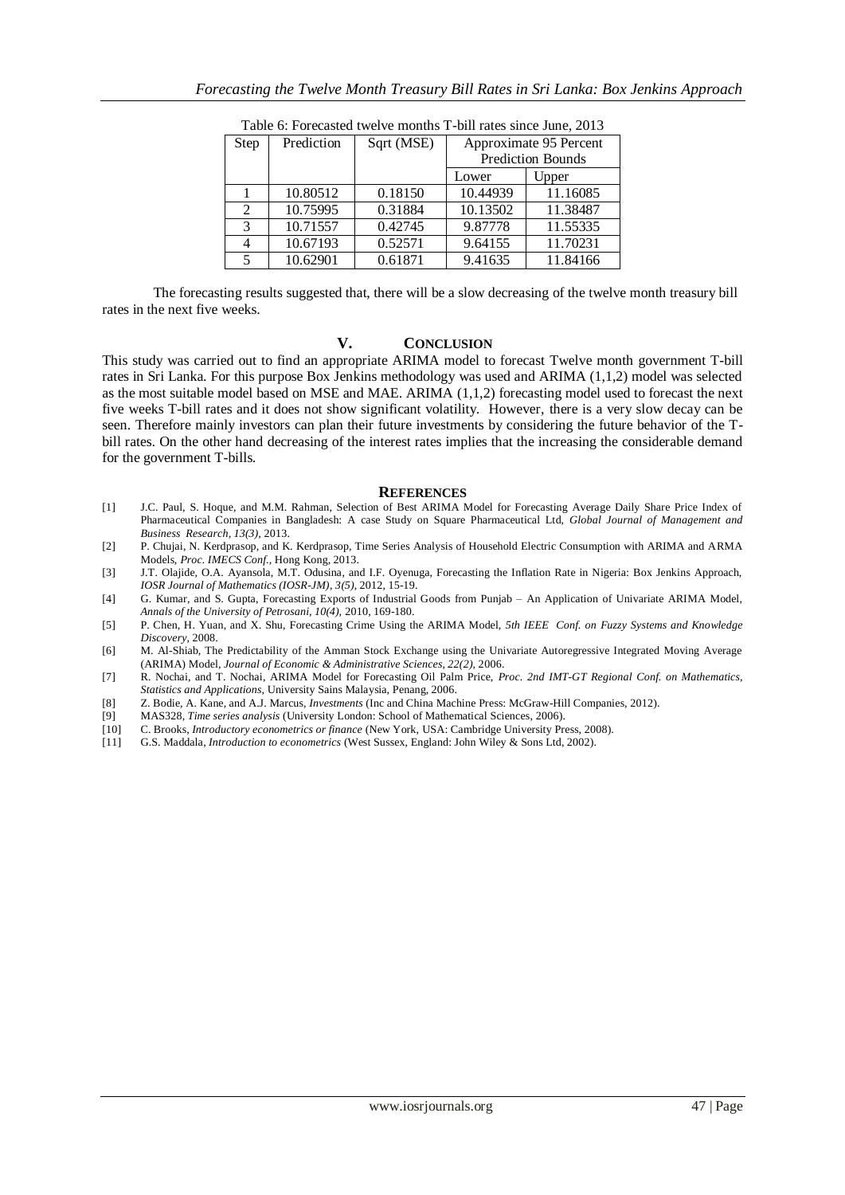Table 6: Forecasted twelve months T-bill rates since June, 2013

| Step | Prediction | Sqrt (MSE) | Approximate 95 Percent Prediction Bounds | |
|---|---|---|---|---|
| | | | Lower | Upper |
| 1 | 10.80512 | 0.18150 | 10.44939 | 11.16085 |
| 2 | 10.75995 | 0.31884 | 10.13502 | 11.38487 |
| 3 | 10.71557 | 0.42745 | 9.87778 | 11.55335 |
| 4 | 10.67193 | 0.52571 | 9.64155 | 11.70231 |
| 5 | 10.62901 | 0.61871 | 9.41635 | 11.84166 |

The forecasting results suggested that, there will be a slow decreasing of the twelve month treasury bill rates in the next five weeks.

## V. Conclusion

This study was carried out to find an appropriate ARIMA model to forecast Twelve month government T-bill rates in Sri Lanka. For this purpose Box Jenkins methodology was used and ARIMA (1,1,2) model was selected as the most suitable model based on MSE and MAE. ARIMA (1,1,2) forecasting model used to forecast the next five weeks T-bill rates and it does not show significant volatility. However, there is a very slow decay can be seen. Therefore mainly investors can plan their future investments by considering the future behavior of the T-bill rates. On the other hand decreasing of the interest rates implies that the increasing the considerable demand for the government T-bills.

## References

[1] J.C. Paul, S. Hoque, and M.M. Rahman, Selection of Best ARIMA Model for Forecasting Average Daily Share Price Index of Pharmaceutical Companies in Bangladesh: A case Study on Square Pharmaceutical Ltd, *Global Journal of Management and Business Research, 13(3),* 2013.

[2] P. Chujai, N. Kerdprasop, and K. Kerdprasop, Time Series Analysis of Household Electric Consumption with ARIMA and ARMA Models, *Proc. IMECS Conf.,* Hong Kong, 2013.

[3] J.T. Olajide, O.A. Ayansola, M.T. Odusina, and I.F. Oyenuga, Forecasting the Inflation Rate in Nigeria: Box Jenkins Approach, *IOSR Journal of Mathematics (IOSR-JM), 3(5),* 2012, 15-19.

[4] G. Kumar, and S. Gupta, Forecasting Exports of Industrial Goods from Punjab – An Application of Univariate ARIMA Model, *Annals of the University of Petrosani, 10(4),* 2010, 169-180.

[5] P. Chen, H. Yuan, and X. Shu, Forecasting Crime Using the ARIMA Model, *5th IEEE Conf. on Fuzzy Systems and Knowledge Discovery,* 2008.

[6] M. Al-Shiab, The Predictability of the Amman Stock Exchange using the Univariate Autoregressive Integrated Moving Average (ARIMA) Model, *Journal of Economic & Administrative Sciences, 22(2),* 2006.

[7] R. Nochai, and T. Nochai, ARIMA Model for Forecasting Oil Palm Price, *Proc. 2nd IMT-GT Regional Conf. on Mathematics, Statistics and Applications,* University Sains Malaysia, Penang, 2006.

[8] Z. Bodie, A. Kane, and A.J. Marcus, *Investments* (Inc and China Machine Press: McGraw-Hill Companies, 2012).

[9] MAS328, *Time series analysis* (University London: School of Mathematical Sciences, 2006).

[10] C. Brooks, *Introductory econometrics or finance* (New York, USA: Cambridge University Press, 2008).

[11] G.S. Maddala, *Introduction to econometrics* (West Sussex, England: John Wiley & Sons Ltd, 2002).